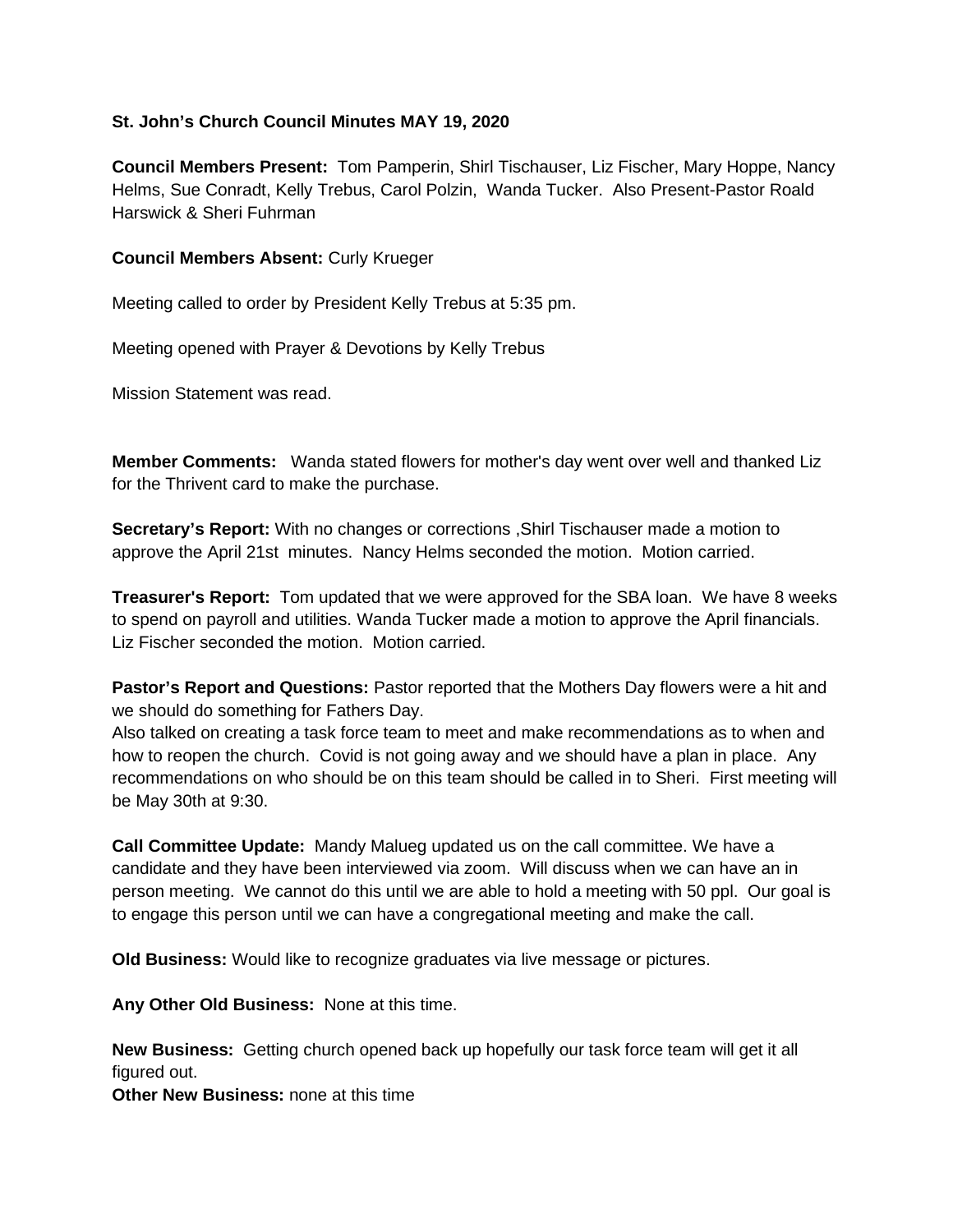**St. John's Church Council Minutes MAY 19, 2020**

**Council Members Present:** Tom Pamperin, Shirl Tischauser, Liz Fischer, Mary Hoppe, Nancy Helms, Sue Conradt, Kelly Trebus, Carol Polzin, Wanda Tucker. Also Present-Pastor Roald Harswick & Sheri Fuhrman

**Council Members Absent:** Curly Krueger

Meeting called to order by President Kelly Trebus at 5:35 pm.

Meeting opened with Prayer & Devotions by Kelly Trebus

Mission Statement was read.

**Member Comments:** Wanda stated flowers for mother's day went over well and thanked Liz for the Thrivent card to make the purchase.

**Secretary's Report:** With no changes or corrections ,Shirl Tischauser made a motion to approve the April 21st minutes. Nancy Helms seconded the motion. Motion carried.

**Treasurer's Report:** Tom updated that we were approved for the SBA loan. We have 8 weeks to spend on payroll and utilities. Wanda Tucker made a motion to approve the April financials. Liz Fischer seconded the motion. Motion carried.

**Pastor's Report and Questions:** Pastor reported that the Mothers Day flowers were a hit and we should do something for Fathers Day.
Also talked on creating a task force team to meet and make recommendations as to when and how to reopen the church. Covid is not going away and we should have a plan in place. Any recommendations on who should be on this team should be called in to Sheri. First meeting will be May 30th at 9:30.

**Call Committee Update:** Mandy Malueg updated us on the call committee. We have a candidate and they have been interviewed via zoom. Will discuss when we can have an in person meeting. We cannot do this until we are able to hold a meeting with 50 ppl. Our goal is to engage this person until we can have a congregational meeting and make the call.

**Old Business:** Would like to recognize graduates via live message or pictures.

**Any Other Old Business:** None at this time.

**New Business:** Getting church opened back up hopefully our task force team will get it all figured out.
**Other New Business:** none at this time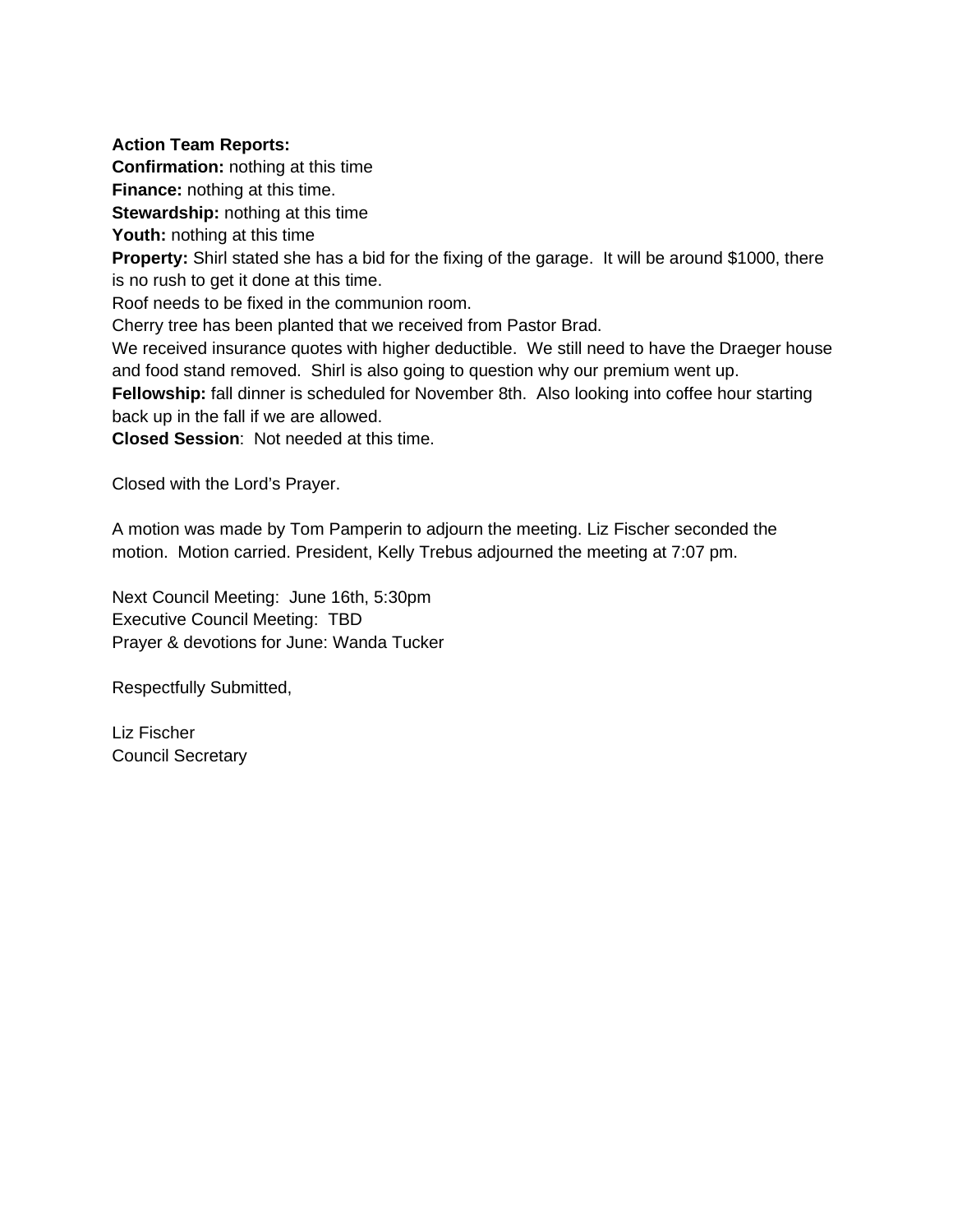**Action Team Reports:**
**Confirmation:** nothing at this time
**Finance:** nothing at this time.
**Stewardship:** nothing at this time
**Youth:** nothing at this time
**Property:** Shirl stated she has a bid for the fixing of the garage. It will be around $1000, there is no rush to get it done at this time.
Roof needs to be fixed in the communion room.
Cherry tree has been planted that we received from Pastor Brad.
We received insurance quotes with higher deductible. We still need to have the Draeger house and food stand removed. Shirl is also going to question why our premium went up.
**Fellowship:** fall dinner is scheduled for November 8th. Also looking into coffee hour starting back up in the fall if we are allowed.
**Closed Session**: Not needed at this time.

Closed with the Lord's Prayer.

A motion was made by Tom Pamperin to adjourn the meeting. Liz Fischer seconded the motion. Motion carried. President, Kelly Trebus adjourned the meeting at 7:07 pm.

Next Council Meeting: June 16th, 5:30pm
Executive Council Meeting: TBD
Prayer & devotions for June: Wanda Tucker

Respectfully Submitted,

Liz Fischer
Council Secretary